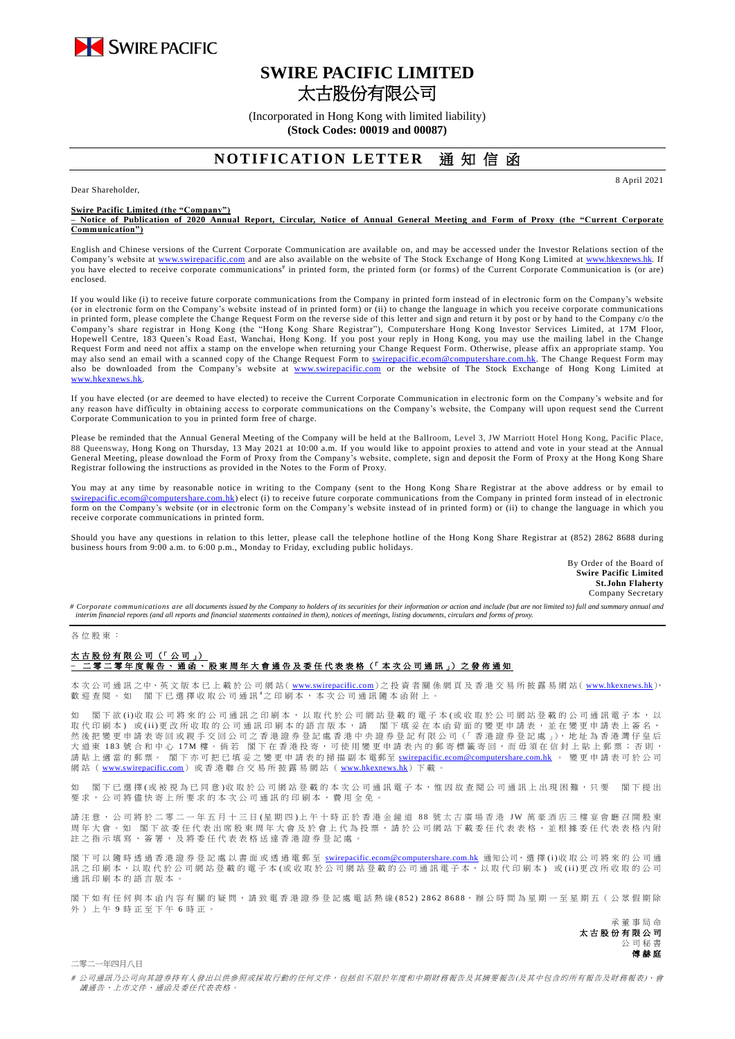# SWIRE PACIFIC LIMITED
# 太古股份有限公司

(Incorporated in Hong Kong with limited liability)
**(Stock Codes: 00019 and 00087)**

## NOTIFICATION LETTER 通知信函

8 April 2021

Dear Shareholder,

**Swire Pacific Limited (the "Company")**
**– Notice of Publication of 2020 Annual Report, Circular, Notice of Annual General Meeting and Form of Proxy (the "Current Corporate Communication")**

English and Chinese versions of the Current Corporate Communication are available on, and may be accessed under the Investor Relations section of the Company's website at www.swirepacific.com and are also available on the website of The Stock Exchange of Hong Kong Limited at www.hkexnews.hk. If you have elected to receive corporate communications# in printed form, the printed form (or forms) of the Current Corporate Communication is (or are) enclosed.

If you would like (i) to receive future corporate communications from the Company in printed form instead of in electronic form on the Company's website (or in electronic form on the Company's website instead of in printed form) or (ii) to change the language in which you receive corporate communications in printed form, please complete the Change Request Form on the reverse side of this letter and sign and return it by post or by hand to the Company c/o the Company's share registrar in Hong Kong (the "Hong Kong Share Registrar"), Computershare Hong Kong Investor Services Limited, at 17M Floor, Hopewell Centre, 183 Queen's Road East, Wanchai, Hong Kong. If you post your reply in Hong Kong, you may use the mailing label in the Change Request Form and need not affix a stamp on the envelope when returning your Change Request Form. Otherwise, please affix an appropriate stamp. You may also send an email with a scanned copy of the Change Request Form to swirepacific.ecom@computershare.com.hk. The Change Request Form may also be downloaded from the Company's website at www.swirepacific.com or the website of The Stock Exchange of Hong Kong Limited at www.hkexnews.hk.

If you have elected (or are deemed to have elected) to receive the Current Corporate Communication in electronic form on the Company's website and for any reason have difficulty in obtaining access to corporate communications on the Company's website, the Company will upon request send the Current Corporate Communication to you in printed form free of charge.

Please be reminded that the Annual General Meeting of the Company will be held at the Ballroom, Level 3, JW Marriott Hotel Hong Kong, Pacific Place, 88 Queensway, Hong Kong on Thursday, 13 May 2021 at 10:00 a.m. If you would like to appoint proxies to attend and vote in your stead at the Annual General Meeting, please download the Form of Proxy from the Company's website, complete, sign and deposit the Form of Proxy at the Hong Kong Share Registrar following the instructions as provided in the Notes to the Form of Proxy.

You may at any time by reasonable notice in writing to the Company (sent to the Hong Kong Share Registrar at the above address or by email to swirepacific.ecom@computershare.com.hk) elect (i) to receive future corporate communications from the Company in printed form instead of in electronic form on the Company's website (or in electronic form on the Company's website instead of in printed form) or (ii) to change the language in which you receive corporate communications in printed form.

Should you have any questions in relation to this letter, please call the telephone hotline of the Hong Kong Share Registrar at (852) 2862 8688 during business hours from 9:00 a.m. to 6:00 p.m., Monday to Friday, excluding public holidays.

By Order of the Board of
**Swire Pacific Limited**
**St.John Flaherty**
Company Secretary

*# Corporate communications are all documents issued by the Company to holders of its securities for their information or action and include (but are not limited to) full and summary annual and interim financial reports (and all reports and financial statements contained in them), notices of meetings, listing documents, circulars and forms of proxy.*

---

各位股東：

**太古股份有限公司(「公司」)**
**– 二零二零年度報告、通函、股東周年大會通告及委任代表表格(「本次公司通訊」)之發佈通知**

本次公司通訊之中、英文版本已上載於公司網站(www.swirepacific.com)之投資者關係網頁及香港交易所披露易網站(www.hkexnews.hk)，歡迎查閱。如 閣下已選擇收取公司通訊#之印刷本，本次公司通訊隨本函附上。

如 閣下欲(i)收取公司將來的公司通訊之印刷本，以取代於公司網站登載的電子本(或收取於公司網站登載的公司通訊電子本，以取代印刷本) 或(ii)更改所收取的公司通訊印刷本的語言版本，請 閣下填妥在本函背面的變更申請表，並在變更申請表上簽名，然後把變更申請表寄回或親手交回公司之香港證券登記處香港中央證券登記有限公司(「香港證券登記處」)，地址為香港灣仔皇后大道東183號合和中心17M樓。倘若 閣下在香港投寄，可使用變更申請表內的郵寄標籤寄回，而毋須在信封上貼上郵票；否則，請貼上適當的郵票。 閣下亦可把已填妥之變更申請表的掃描副本電郵至swirepacific.ecom@computershare.com.hk。變更申請表可於公司網站(www.swirepacific.com)或香港聯合交易所披露易網站(www.hkexnews.hk)下載。

如 閣下已選擇(或被視為已同意)收取於公司網站登載的本次公司通訊電子本，惟因故查閱公司通訊上出現困難，只要 閣下提出要求，公司將儘快寄上所要求的本次公司通訊的印刷本，費用全免。

請注意，公司將於二零二一年五月十三日(星期四)上午十時正於香港金鐘道88號太古廣場香港JW萬豪酒店三樓宴會廳召開股東周年大會。如 閣下欲委任代表出席股東周年大會及於會上代為投票，請於公司網站下載委任代表表格，並根據委任代表表格內附註之指示填寫、簽署，及將委任代表表格送達香港證券登記處。

閣下可以隨時透過香港證券登記處以書面或透過電郵至swirepacific.ecom@computershare.com.hk通知公司，選擇(i)收取公司將來的公司通訊之印刷本，以取代於公司網站登載的電子本(或收取於公司網站登載的公司通訊電子本，以取代印刷本) 或(ii)更改所收取的公司通訊印刷本的語言版本。

閣下如有任何與本函內容有關的疑問，請致電香港證券登記處電話熱線(852) 2862 8688，辦公時間為星期一至星期五(公眾假期除外)上午9時正至下午6時正。

承董事局命
**太古股份有限公司**
公司秘書
**傅赫庭**

二零二一年四月八日

*# 公司通訊乃公司向其證券持有人發出以供參照或採取行動的任何文件，包括但不限於年度和中期財務報告及其摘要報告(及其中包含的所有報告及財務報表)、會議通告、上市文件、通函及委任代表表格。*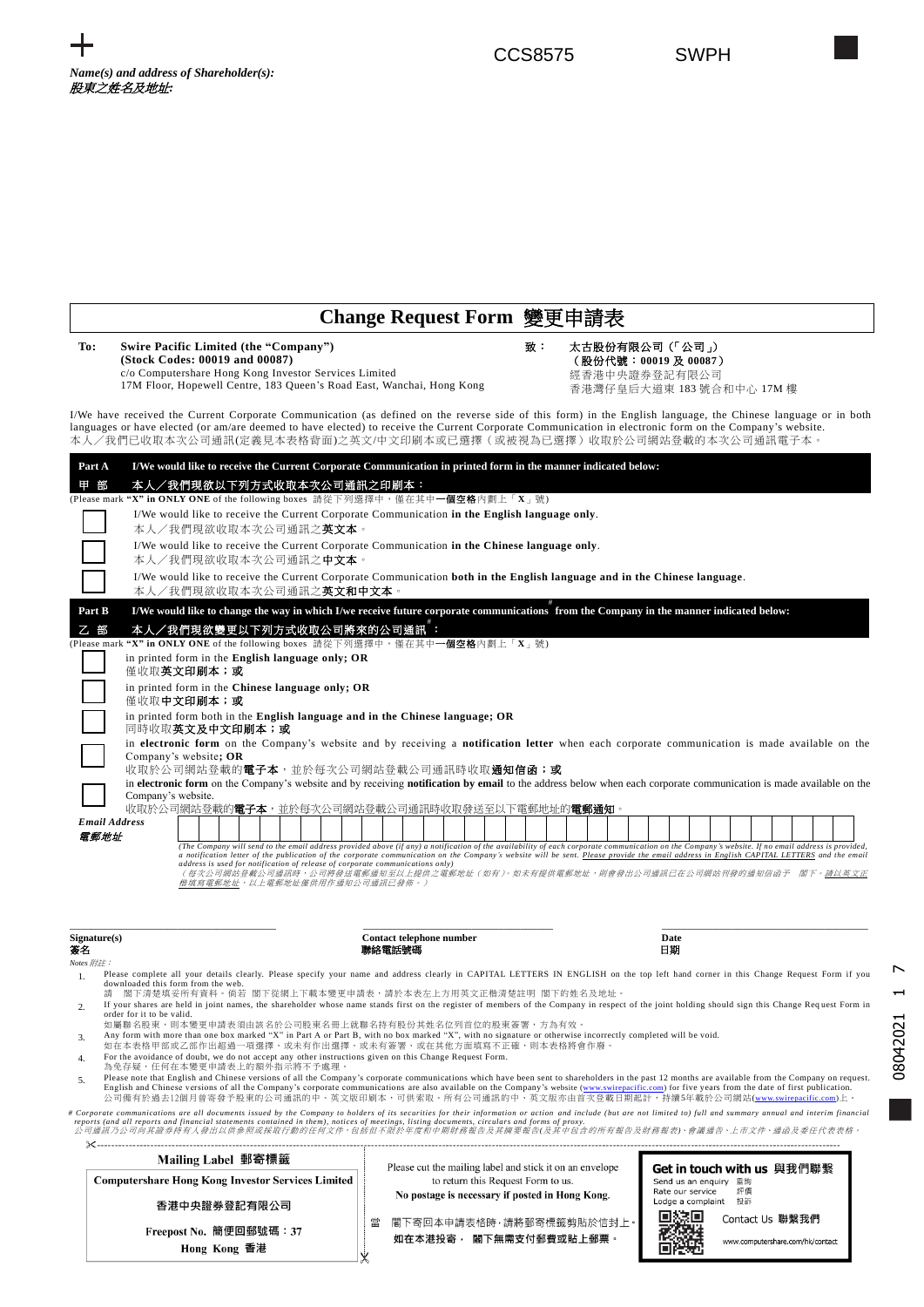CCS8575 SWPH

*Name(s) and address of Shareholder(s):*
*股東之姓名及地址:*

# Change Request Form 變更申請表

**To:** **Swire Pacific Limited (the "Company")**
**(Stock Codes: 00019 and 00087)**
c/o Computershare Hong Kong Investor Services Limited
17M Floor, Hopewell Centre, 183 Queen's Road East, Wanchai, Hong Kong

**致：** **太古股份有限公司（「公司」）**
**（股份代號：00019 及 00087）**
經香港中央證券登記有限公司
香港灣仔皇后大道東 183 號合和中心 17M 樓

I/We have received the Current Corporate Communication (as defined on the reverse side of this form) in the English language, the Chinese language or in both languages or have elected (or am/are deemed to have elected) to receive the Current Corporate Communication in electronic form on the Company's website.
本人／我們已收取本次公司通訊(定義見本表格背面)之英文/中文印刷本或已選擇（或被視為已選擇）收取於公司網站登載的本次公司通訊電子本。

## Part A I/We would like to receive the Current Corporate Communication in printed form in the manner indicated below:
## 甲 部 本人／我們現欲以下列方式收取本次公司通訊之印刷本：

(Please mark **"X" in ONLY ONE** of the following boxes 請從下列選擇中，僅在其中**一個空格**內劃上「**X**」號)

☐ I/We would like to receive the Current Corporate Communication **in the English language only**.
本人／我們現欲收取本次公司通訊之**英文本**。

☐ I/We would like to receive the Current Corporate Communication **in the Chinese language only**.
本人／我們現欲收取本次公司通訊之**中文本**。

☐ I/We would like to receive the Current Corporate Communication **both in the English language and in the Chinese language**.
本人／我們現欲收取本次公司通訊之**英文和中文本**。

## Part B I/We would like to change the way in which I/we receive future corporate communications# from the Company in the manner indicated below:
## 乙 部 本人／我們現欲變更以下列方式收取公司將來的公司通訊#：

(Please mark **"X" in ONLY ONE** of the following boxes 請從下列選擇中，僅在其中**一個空格**內劃上「**X**」號)

☐ in printed form in the **English language only; OR**
僅收取**英文印刷本；或**

☐ in printed form in the **Chinese language only; OR**
僅收取**中文印刷本；或**

☐ in printed form both in the **English language and in the Chinese language; OR**
同時收取**英文及中文印刷本；或**

☐ in **electronic form** on the Company's website and by receiving a **notification letter** when each corporate communication is made available on the Company's website**; OR**
收取於公司網站登載的**電子本**，並於每次公司網站登載公司通訊時收取**通知信函；或**

☐ in **electronic form** on the Company's website and by receiving **notification by email** to the address below when each corporate communication is made available on the Company's website.
收取於公司網站登載的**電子本**，並於每次公司網站登載公司通訊時收取發送至以下電郵地址的**電郵通知**。

***Email Address***
***電郵地址***

*(The Company will send to the email address provided above (if any) a notification of the availability of each corporate communication on the Company's website. If no email address is provided, a notification letter of the publication of the corporate communication on the Company's website will be sent. Please provide the email address in English CAPITAL LETTERS and the email address is used for notification of release of corporate communications only)*
*（每次公司網站登載公司通訊時，公司將發送電郵通知至以上提供之電郵地址（如有）。如未有提供電郵地址，則會發出公司通訊已在公司網站刊發的通知信函予 閣下。請以英文正楷填寫電郵地址，以上電郵地址僅供用作通知公司通訊已發佈。）*

**Signature(s)**
**簽名**

**Contact telephone number**
**聯絡電話號碼**

**Date**
**日期**

*Notes 附註：*

1. Please complete all your details clearly. Please specify your name and address clearly in CAPITAL LETTERS IN ENGLISH on the top left hand corner in this Change Request Form if you downloaded this form from the web.
請 閣下清楚填妥所有資料。倘若 閣下從網上下載本變更申請表，請於本表左上方用英文正楷清楚註明 閣下的姓名及地址。
2. If your shares are held in joint names, the shareholder whose name stands first on the register of members of the Company in respect of the joint holding should sign this Change Request Form in order for it to be valid.
如屬聯名股東，則本變更申請表須由該名於公司股東名冊上就聯名持有股份其姓名位列首位的股東簽署，方為有效。
3. Any form with more than one box marked "X" in Part A or Part B, with no box marked "X", with no signature or otherwise incorrectly completed will be void.
如在本表格甲部或乙部作出超過一項選擇、或未有作出選擇、或未有簽署、或在其他方面填寫不正確，則本表格將會作廢。
4. For the avoidance of doubt, we do not accept any other instructions given on this Change Request Form.
為免存疑，任何在本變更申請表上的額外指示將不予處理。
5. Please note that English and Chinese versions of all the Company's corporate communications which have been sent to shareholders in the past 12 months are available from the Company on request. English and Chinese versions of all the Company's corporate communications are also available on the Company's website (www.swirepacific.com) for five years from the date of first publication.
公司備有於過去12個月曾寄發予股東的公司通訊的中、英文版印刷本，可供索取。所有公司通訊的中、英文版亦由首次登載日期起計，持續5年載於公司網站(www.swirepacific.com)上。

*# Corporate communications are all documents issued by the Company to holders of its securities for their information or action and include (but are not limited to) full and summary annual and interim financial reports (and all reports and financial statements contained in them), notices of meetings, listing documents, circulars and forms of proxy.*
*公司通訊乃公司向其證券持有人發出以供參照或採取行動的任何文件，包括但不限於年度和中期財務報告及其摘要報告(及其中包含的所有報告及財務報表)、會議通告、上市文件、通函及委任代表表格。*

---

**Mailing Label 郵寄標籤**

**Computershare Hong Kong Investor Services Limited**

**香港中央證券登記有限公司**

**Freepost No. 簡便回郵號碼：37**

**Hong Kong 香港**

Please cut the mailing label and stick it on an envelope to return this Request Form to us.
**No postage is necessary if posted in Hong Kong.**

當 閣下寄回本申請表格時，請將郵寄標籤剪貼於信封上。
**如在本港投寄， 閣下無需支付郵費或貼上郵票。**

**Get in touch with us 與我們聯繫**
Send us an enquiry 查詢
Rate our service 評價
Lodge a complaint 投訴
Contact Us 聯繫我們
www.computershare.com/hk/contact

08042021 1 7